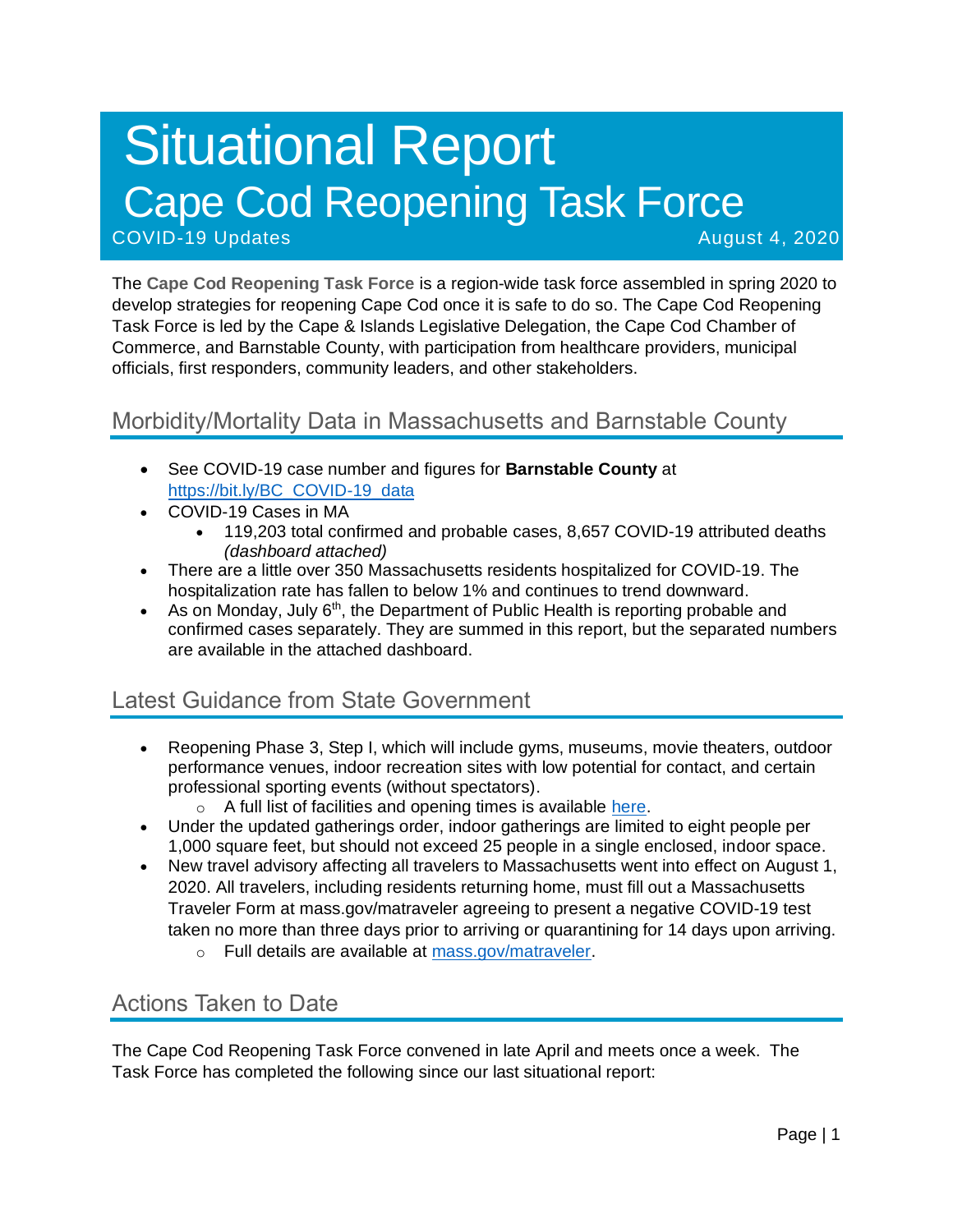# Situational Report

# Cape Cod Reopening Task Force

COVID-19 Updates August 4, 2020

The **Cape Cod Reopening Task Force** is a region-wide task force assembled in spring 2020 to develop strategies for reopening Cape Cod once it is safe to do so. The Cape Cod Reopening Task Force is led by the Cape & Islands Legislative Delegation, the Cape Cod Chamber of Commerce, and Barnstable County, with participation from healthcare providers, municipal officials, first responders, community leaders, and other stakeholders.

## Morbidity/Mortality Data in Massachusetts and Barnstable County

- See COVID-19 case number and figures for **Barnstable County** at [https://bit.ly/BC_COVID-19_data](https://bit.ly/BC_COVID-19_data)
- COVID-19 Cases in MA
  - 119,203 total confirmed and probable cases, 8,657 COVID-19 attributed deaths *(dashboard attached)*
- There are a little over 350 Massachusetts residents hospitalized for COVID-19. The hospitalization rate has fallen to below 1% and continues to trend downward.
- As on Monday, July 6th, the Department of Public Health is reporting probable and confirmed cases separately. They are summed in this report, but the separated numbers are available in the attached dashboard.

## Latest Guidance from State Government

- Reopening Phase 3, Step I, which will include gyms, museums, movie theaters, outdoor performance venues, indoor recreation sites with low potential for contact, and certain professional sporting events (without spectators).
  - A full list of facilities and opening times is available here.
- Under the updated gatherings order, indoor gatherings are limited to eight people per 1,000 square feet, but should not exceed 25 people in a single enclosed, indoor space.
- New travel advisory affecting all travelers to Massachusetts went into effect on August 1, 2020. All travelers, including residents returning home, must fill out a Massachusetts Traveler Form at mass.gov/matraveler agreeing to present a negative COVID-19 test taken no more than three days prior to arriving or quarantining for 14 days upon arriving.
  - Full details are available at [mass.gov/matraveler](mass.gov/matraveler).

## Actions Taken to Date

The Cape Cod Reopening Task Force convened in late April and meets once a week. The Task Force has completed the following since our last situational report: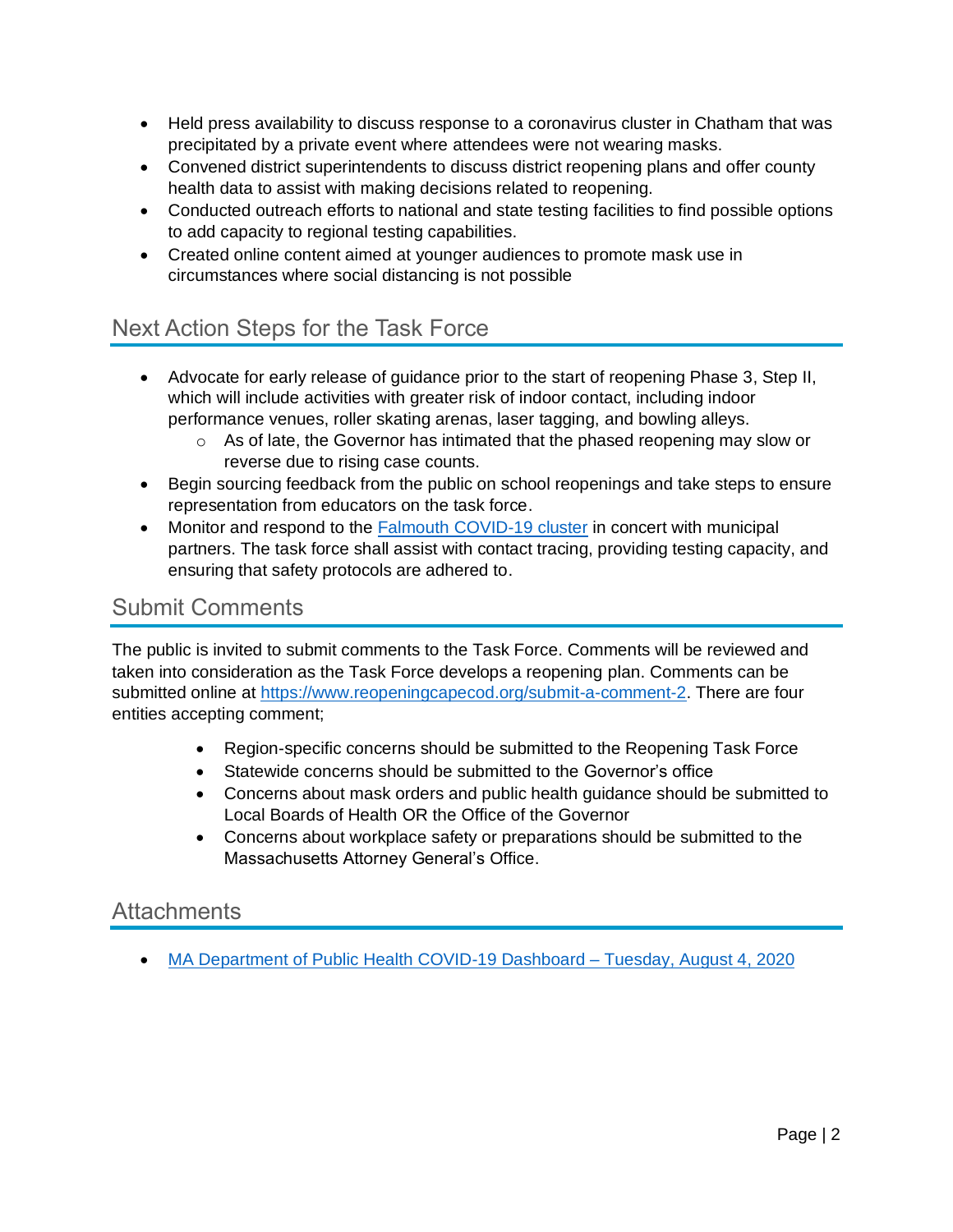- Held press availability to discuss response to a coronavirus cluster in Chatham that was precipitated by a private event where attendees were not wearing masks.
- Convened district superintendents to discuss district reopening plans and offer county health data to assist with making decisions related to reopening.
- Conducted outreach efforts to national and state testing facilities to find possible options to add capacity to regional testing capabilities.
- Created online content aimed at younger audiences to promote mask use in circumstances where social distancing is not possible

## Next Action Steps for the Task Force

- Advocate for early release of guidance prior to the start of reopening Phase 3, Step II, which will include activities with greater risk of indoor contact, including indoor performance venues, roller skating arenas, laser tagging, and bowling alleys.
  - As of late, the Governor has intimated that the phased reopening may slow or reverse due to rising case counts.
- Begin sourcing feedback from the public on school reopenings and take steps to ensure representation from educators on the task force.
- Monitor and respond to the Falmouth COVID-19 cluster in concert with municipal partners. The task force shall assist with contact tracing, providing testing capacity, and ensuring that safety protocols are adhered to.

## Submit Comments

The public is invited to submit comments to the Task Force. Comments will be reviewed and taken into consideration as the Task Force develops a reopening plan. Comments can be submitted online at https://www.reopeningcapecod.org/submit-a-comment-2. There are four entities accepting comment;

- Region-specific concerns should be submitted to the Reopening Task Force
- Statewide concerns should be submitted to the Governor's office
- Concerns about mask orders and public health guidance should be submitted to Local Boards of Health OR the Office of the Governor
- Concerns about workplace safety or preparations should be submitted to the Massachusetts Attorney General's Office.

## Attachments

- MA Department of Public Health COVID-19 Dashboard – Tuesday, August 4, 2020